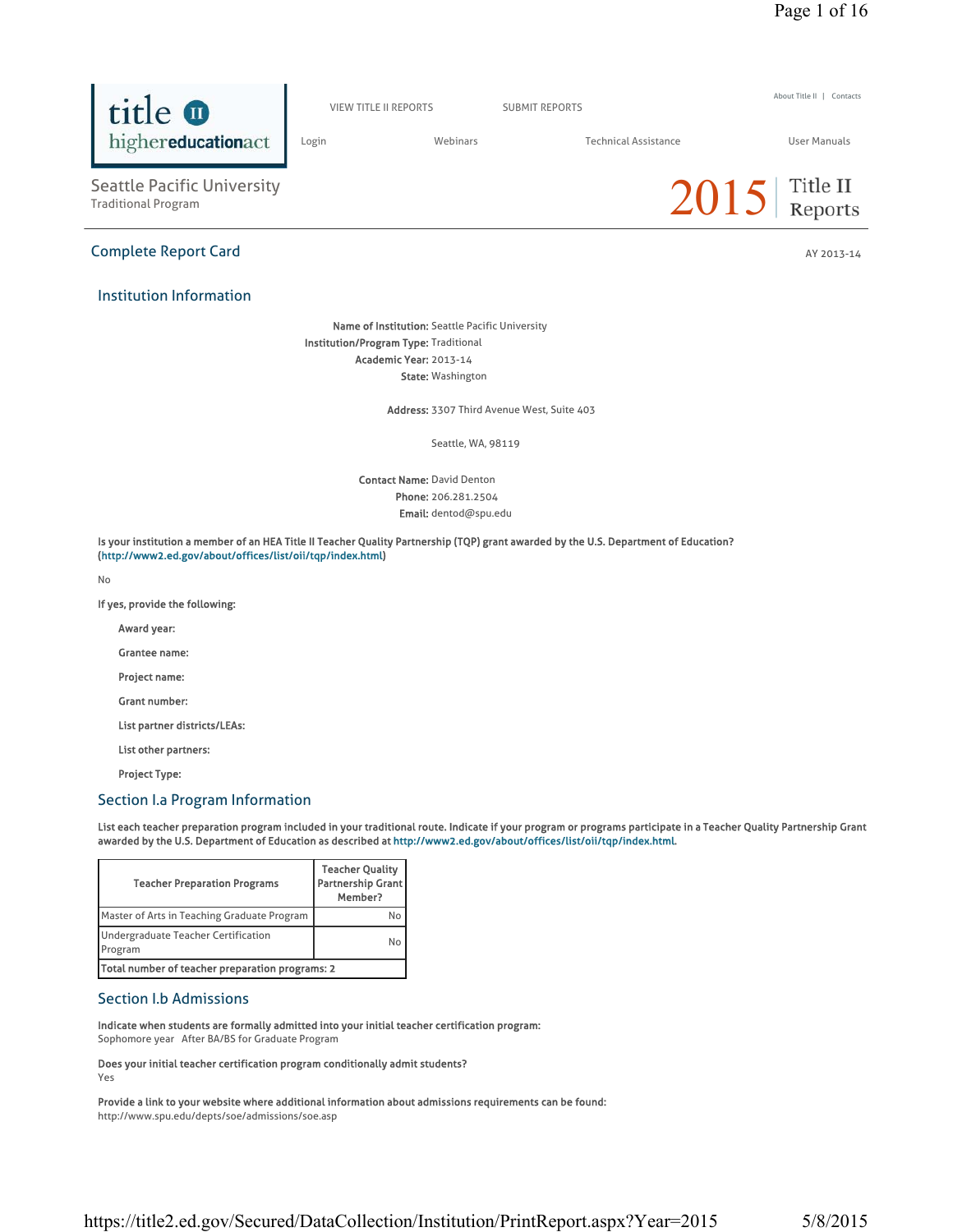Seattle Pacific University
Traditional Program

2015 Title II Reports

## Complete Report Card

AY 2013-14

### Institution Information

**Name of Institution:** Seattle Pacific University
**Institution/Program Type:** Traditional
**Academic Year:** 2013-14
**State:** Washington

**Address:** 3307 Third Avenue West, Suite 403

Seattle, WA, 98119

**Contact Name:** David Denton
**Phone:** 206.281.2504
**Email:** dentod@spu.edu

**Is your institution a member of an HEA Title II Teacher Quality Partnership (TQP) grant awarded by the U.S. Department of Education? (http://www2.ed.gov/about/offices/list/oii/tqp/index.html)**

No

**If yes, provide the following:**

- **Award year:**
- **Grantee name:**
- **Project name:**
- **Grant number:**
- **List partner districts/LEAs:**
- **List other partners:**
- **Project Type:**

### Section I.a Program Information

**List each teacher preparation program included in your traditional route. Indicate if your program or programs participate in a Teacher Quality Partnership Grant awarded by the U.S. Department of Education as described at http://www2.ed.gov/about/offices/list/oii/tqp/index.html.**

| Teacher Preparation Programs | Teacher Quality Partnership Grant Member? |
|---|---|
| Master of Arts in Teaching Graduate Program | No |
| Undergraduate Teacher Certification Program | No |
| **Total number of teacher preparation programs: 2** | |

### Section I.b Admissions

**Indicate when students are formally admitted into your initial teacher certification program:**
Sophomore year After BA/BS for Graduate Program

**Does your initial teacher certification program conditionally admit students?**
Yes

**Provide a link to your website where additional information about admissions requirements can be found:**
http://www.spu.edu/depts/soe/admissions/soe.asp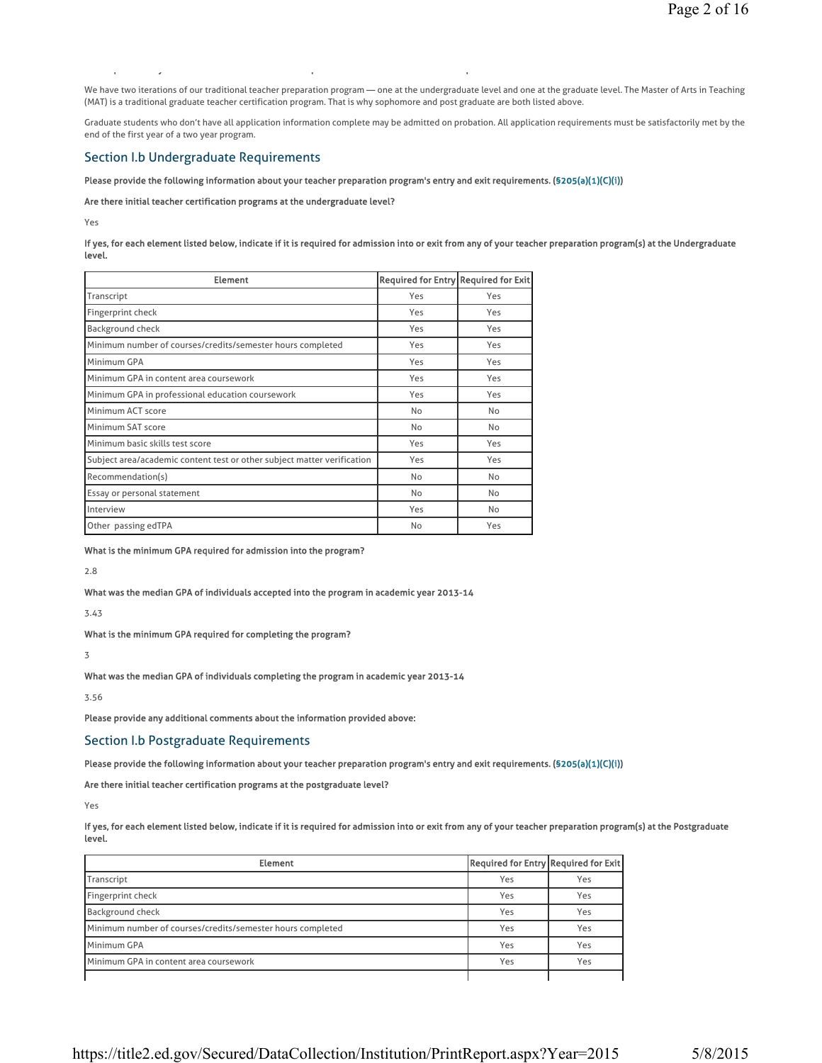We have two iterations of our traditional teacher preparation program — one at the undergraduate level and one at the graduate level. The Master of Arts in Teaching (MAT) is a traditional graduate teacher certification program. That is why sophomore and post graduate are both listed above.

Graduate students who don't have all application information complete may be admitted on probation. All application requirements must be satisfactorily met by the end of the first year of a two year program.

## Section I.b Undergraduate Requirements

**Please provide the following information about your teacher preparation program's entry and exit requirements. (§205(a)(1)(C)(i))**

**Are there initial teacher certification programs at the undergraduate level?**

Yes

**If yes, for each element listed below, indicate if it is required for admission into or exit from any of your teacher preparation program(s) at the Undergraduate level.**

| Element | Required for Entry | Required for Exit |
|---|---|---|
| Transcript | Yes | Yes |
| Fingerprint check | Yes | Yes |
| Background check | Yes | Yes |
| Minimum number of courses/credits/semester hours completed | Yes | Yes |
| Minimum GPA | Yes | Yes |
| Minimum GPA in content area coursework | Yes | Yes |
| Minimum GPA in professional education coursework | Yes | Yes |
| Minimum ACT score | No | No |
| Minimum SAT score | No | No |
| Minimum basic skills test score | Yes | Yes |
| Subject area/academic content test or other subject matter verification | Yes | Yes |
| Recommendation(s) | No | No |
| Essay or personal statement | No | No |
| Interview | Yes | No |
| Other passing edTPA | No | Yes |

**What is the minimum GPA required for admission into the program?**

2.8

**What was the median GPA of individuals accepted into the program in academic year 2013-14**

3.43

**What is the minimum GPA required for completing the program?**

3

**What was the median GPA of individuals completing the program in academic year 2013-14**

3.56

**Please provide any additional comments about the information provided above:**

## Section I.b Postgraduate Requirements

**Please provide the following information about your teacher preparation program's entry and exit requirements. (§205(a)(1)(C)(i))**

**Are there initial teacher certification programs at the postgraduate level?**

Yes

**If yes, for each element listed below, indicate if it is required for admission into or exit from any of your teacher preparation program(s) at the Postgraduate level.**

| Element | Required for Entry | Required for Exit |
|---|---|---|
| Transcript | Yes | Yes |
| Fingerprint check | Yes | Yes |
| Background check | Yes | Yes |
| Minimum number of courses/credits/semester hours completed | Yes | Yes |
| Minimum GPA | Yes | Yes |
| Minimum GPA in content area coursework | Yes | Yes |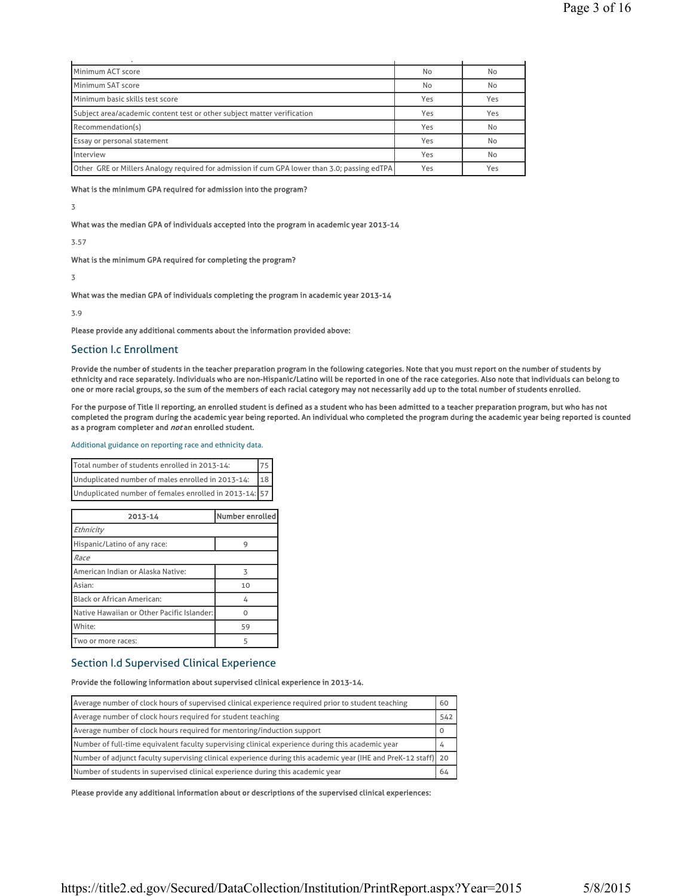| | | |
|---|---|---|
| Minimum ACT score | No | No |
| Minimum SAT score | No | No |
| Minimum basic skills test score | Yes | Yes |
| Subject area/academic content test or other subject matter verification | Yes | Yes |
| Recommendation(s) | Yes | No |
| Essay or personal statement | Yes | No |
| Interview | Yes | No |
| Other GRE or Millers Analogy required for admission if cum GPA lower than 3.0; passing edTPA | Yes | Yes |

**What is the minimum GPA required for admission into the program?**

3

**What was the median GPA of individuals accepted into the program in academic year 2013-14**

3.57

**What is the minimum GPA required for completing the program?**

3

**What was the median GPA of individuals completing the program in academic year 2013-14**

3.9

**Please provide any additional comments about the information provided above:**

## Section I.c Enrollment

**Provide the number of students in the teacher preparation program in the following categories. Note that you must report on the number of students by ethnicity and race separately. Individuals who are non-Hispanic/Latino will be reported in one of the race categories. Also note that individuals can belong to one or more racial groups, so the sum of the members of each racial category may not necessarily add up to the total number of students enrolled.**

**For the purpose of Title II reporting, an enrolled student is defined as a student who has been admitted to a teacher preparation program, but who has not completed the program during the academic year being reported. An individual who completed the program during the academic year being reported is counted as a program completer and *not* an enrolled student.**

Additional guidance on reporting race and ethnicity data.

| | |
|---|---|
| Total number of students enrolled in 2013-14: | 75 |
| Unduplicated number of males enrolled in 2013-14: | 18 |
| Unduplicated number of females enrolled in 2013-14: | 57 |

| 2013-14 | Number enrolled |
|---|---|
| *Ethnicity* | |
| Hispanic/Latino of any race: | 9 |
| *Race* | |
| American Indian or Alaska Native: | 3 |
| Asian: | 10 |
| Black or African American: | 4 |
| Native Hawaiian or Other Pacific Islander: | 0 |
| White: | 59 |
| Two or more races: | 5 |

## Section I.d Supervised Clinical Experience

**Provide the following information about supervised clinical experience in 2013-14.**

| | |
|---|---|
| Average number of clock hours of supervised clinical experience required prior to student teaching | 60 |
| Average number of clock hours required for student teaching | 542 |
| Average number of clock hours required for mentoring/induction support | 0 |
| Number of full-time equivalent faculty supervising clinical experience during this academic year | 4 |
| Number of adjunct faculty supervising clinical experience during this academic year (IHE and PreK-12 staff) | 20 |
| Number of students in supervised clinical experience during this academic year | 64 |

**Please provide any additional information about or descriptions of the supervised clinical experiences:**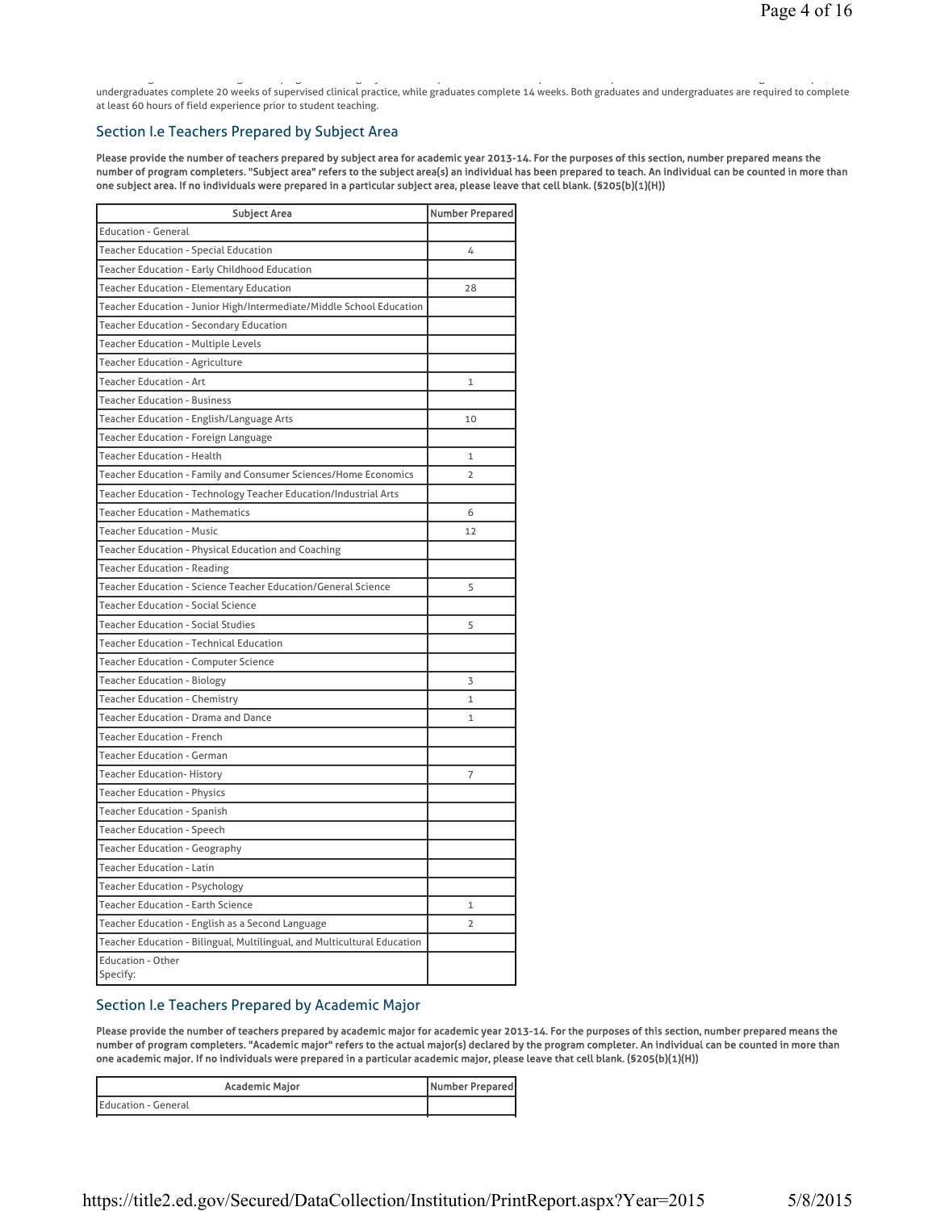undergraduates complete 20 weeks of supervised clinical practice, while graduates complete 14 weeks. Both graduates and undergraduates are required to complete at least 60 hours of field experience prior to student teaching.

## Section I.e Teachers Prepared by Subject Area

**Please provide the number of teachers prepared by subject area for academic year 2013-14. For the purposes of this section, number prepared means the number of program completers. "Subject area" refers to the subject area(s) an individual has been prepared to teach. An individual can be counted in more than one subject area. If no individuals were prepared in a particular subject area, please leave that cell blank. (§205(b)(1)(H))**

| Subject Area | Number Prepared |
|---|---|
| Education - General | |
| Teacher Education - Special Education | 4 |
| Teacher Education - Early Childhood Education | |
| Teacher Education - Elementary Education | 28 |
| Teacher Education - Junior High/Intermediate/Middle School Education | |
| Teacher Education - Secondary Education | |
| Teacher Education - Multiple Levels | |
| Teacher Education - Agriculture | |
| Teacher Education - Art | 1 |
| Teacher Education - Business | |
| Teacher Education - English/Language Arts | 10 |
| Teacher Education - Foreign Language | |
| Teacher Education - Health | 1 |
| Teacher Education - Family and Consumer Sciences/Home Economics | 2 |
| Teacher Education - Technology Teacher Education/Industrial Arts | |
| Teacher Education - Mathematics | 6 |
| Teacher Education - Music | 12 |
| Teacher Education - Physical Education and Coaching | |
| Teacher Education - Reading | |
| Teacher Education - Science Teacher Education/General Science | 5 |
| Teacher Education - Social Science | |
| Teacher Education - Social Studies | 5 |
| Teacher Education - Technical Education | |
| Teacher Education - Computer Science | |
| Teacher Education - Biology | 3 |
| Teacher Education - Chemistry | 1 |
| Teacher Education - Drama and Dance | 1 |
| Teacher Education - French | |
| Teacher Education - German | |
| Teacher Education- History | 7 |
| Teacher Education - Physics | |
| Teacher Education - Spanish | |
| Teacher Education - Speech | |
| Teacher Education - Geography | |
| Teacher Education - Latin | |
| Teacher Education - Psychology | |
| Teacher Education - Earth Science | 1 |
| Teacher Education - English as a Second Language | 2 |
| Teacher Education - Bilingual, Multilingual, and Multicultural Education | |
| Education - Other Specify: | |

## Section I.e Teachers Prepared by Academic Major

**Please provide the number of teachers prepared by academic major for academic year 2013-14. For the purposes of this section, number prepared means the number of program completers. "Academic major" refers to the actual major(s) declared by the program completer. An individual can be counted in more than one academic major. If no individuals were prepared in a particular academic major, please leave that cell blank. (§205(b)(1)(H))**

| Academic Major | Number Prepared |
|---|---|
| Education - General | |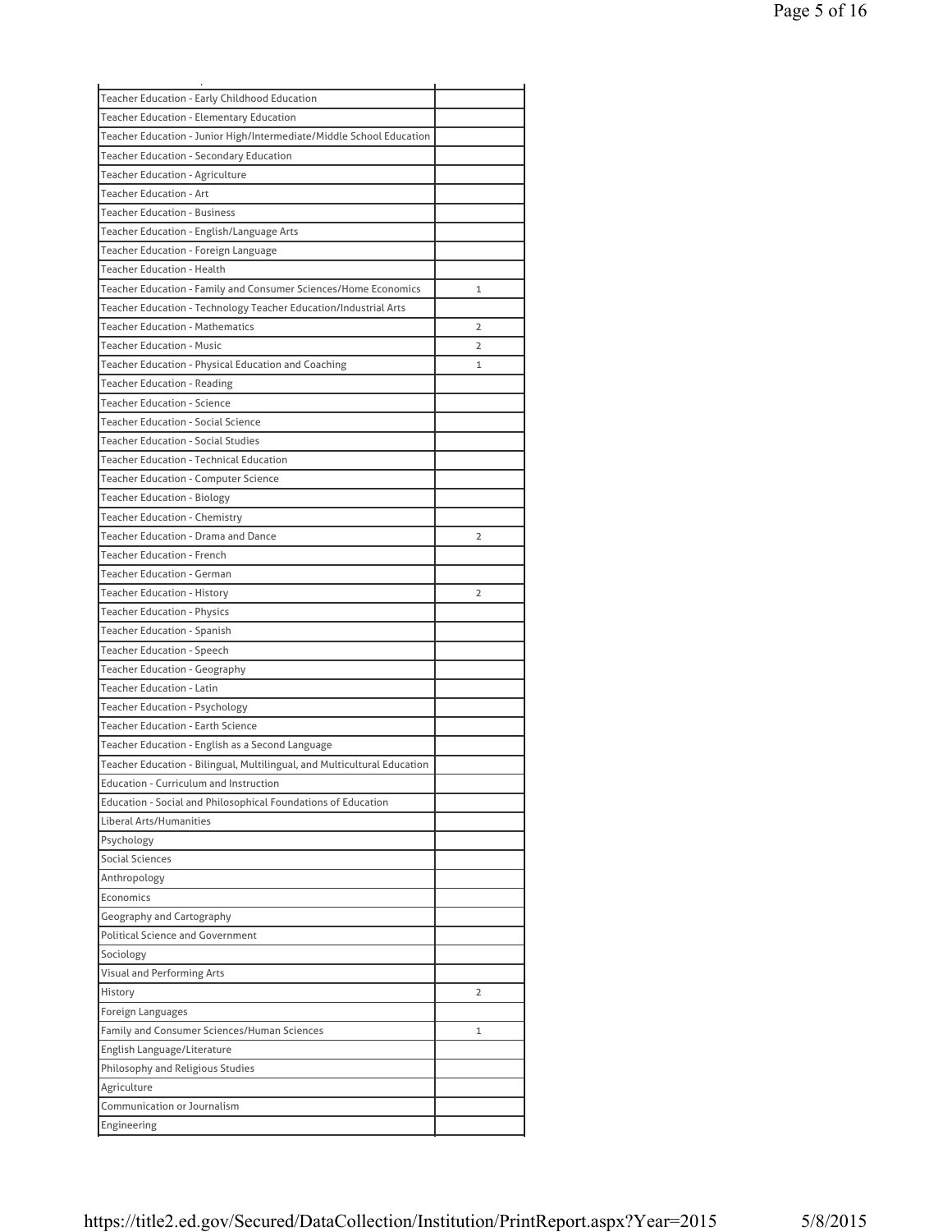| | |
|---|---|
| Teacher Education - Early Childhood Education | |
| Teacher Education - Elementary Education | |
| Teacher Education - Junior High/Intermediate/Middle School Education | |
| Teacher Education - Secondary Education | |
| Teacher Education - Agriculture | |
| Teacher Education - Art | |
| Teacher Education - Business | |
| Teacher Education - English/Language Arts | |
| Teacher Education - Foreign Language | |
| Teacher Education - Health | |
| Teacher Education - Family and Consumer Sciences/Home Economics | 1 |
| Teacher Education - Technology Teacher Education/Industrial Arts | |
| Teacher Education - Mathematics | 2 |
| Teacher Education - Music | 2 |
| Teacher Education - Physical Education and Coaching | 1 |
| Teacher Education - Reading | |
| Teacher Education - Science | |
| Teacher Education - Social Science | |
| Teacher Education - Social Studies | |
| Teacher Education - Technical Education | |
| Teacher Education - Computer Science | |
| Teacher Education - Biology | |
| Teacher Education - Chemistry | |
| Teacher Education - Drama and Dance | 2 |
| Teacher Education - French | |
| Teacher Education - German | |
| Teacher Education - History | 2 |
| Teacher Education - Physics | |
| Teacher Education - Spanish | |
| Teacher Education - Speech | |
| Teacher Education - Geography | |
| Teacher Education - Latin | |
| Teacher Education - Psychology | |
| Teacher Education - Earth Science | |
| Teacher Education - English as a Second Language | |
| Teacher Education - Bilingual, Multilingual, and Multicultural Education | |
| Education - Curriculum and Instruction | |
| Education - Social and Philosophical Foundations of Education | |
| Liberal Arts/Humanities | |
| Psychology | |
| Social Sciences | |
| Anthropology | |
| Economics | |
| Geography and Cartography | |
| Political Science and Government | |
| Sociology | |
| Visual and Performing Arts | |
| History | 2 |
| Foreign Languages | |
| Family and Consumer Sciences/Human Sciences | 1 |
| English Language/Literature | |
| Philosophy and Religious Studies | |
| Agriculture | |
| Communication or Journalism | |
| Engineering | |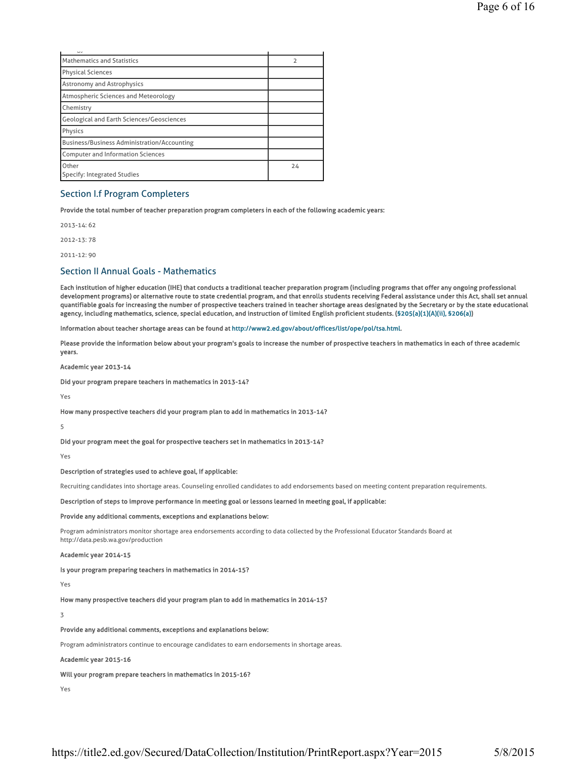| | |
|---|---|
| Mathematics and Statistics | 2 |
| Physical Sciences | |
| Astronomy and Astrophysics | |
| Atmospheric Sciences and Meteorology | |
| Chemistry | |
| Geological and Earth Sciences/Geosciences | |
| Physics | |
| Business/Business Administration/Accounting | |
| Computer and Information Sciences | |
| Other<br>Specify: Integrated Studies | 24 |

## Section I.f Program Completers

**Provide the total number of teacher preparation program completers in each of the following academic years:**

2013-14: 62

2012-13: 78

2011-12: 90

## Section II Annual Goals - Mathematics

**Each institution of higher education (IHE) that conducts a traditional teacher preparation program (including programs that offer any ongoing professional development programs) or alternative route to state credential program, and that enrolls students receiving Federal assistance under this Act, shall set annual quantifiable goals for increasing the number of prospective teachers trained in teacher shortage areas designated by the Secretary or by the state educational agency, including mathematics, science, special education, and instruction of limited English proficient students. (§205(a)(1)(A)(ii), §206(a))**

**Information about teacher shortage areas can be found at http://www2.ed.gov/about/offices/list/ope/pol/tsa.html.**

**Please provide the information below about your program's goals to increase the number of prospective teachers in mathematics in each of three academic years.**

**Academic year 2013-14**

**Did your program prepare teachers in mathematics in 2013-14?**

Yes

**How many prospective teachers did your program plan to add in mathematics in 2013-14?**

5

**Did your program meet the goal for prospective teachers set in mathematics in 2013-14?**

Yes

**Description of strategies used to achieve goal, if applicable:**

Recruiting candidates into shortage areas. Counseling enrolled candidates to add endorsements based on meeting content preparation requirements.

**Description of steps to improve performance in meeting goal or lessons learned in meeting goal, if applicable:**

**Provide any additional comments, exceptions and explanations below:**

Program administrators monitor shortage area endorsements according to data collected by the Professional Educator Standards Board at http://data.pesb.wa.gov/production

**Academic year 2014-15**

**Is your program preparing teachers in mathematics in 2014-15?**

Yes

**How many prospective teachers did your program plan to add in mathematics in 2014-15?**

3

**Provide any additional comments, exceptions and explanations below:**

Program administrators continue to encourage candidates to earn endorsements in shortage areas.

**Academic year 2015-16**

**Will your program prepare teachers in mathematics in 2015-16?**

Yes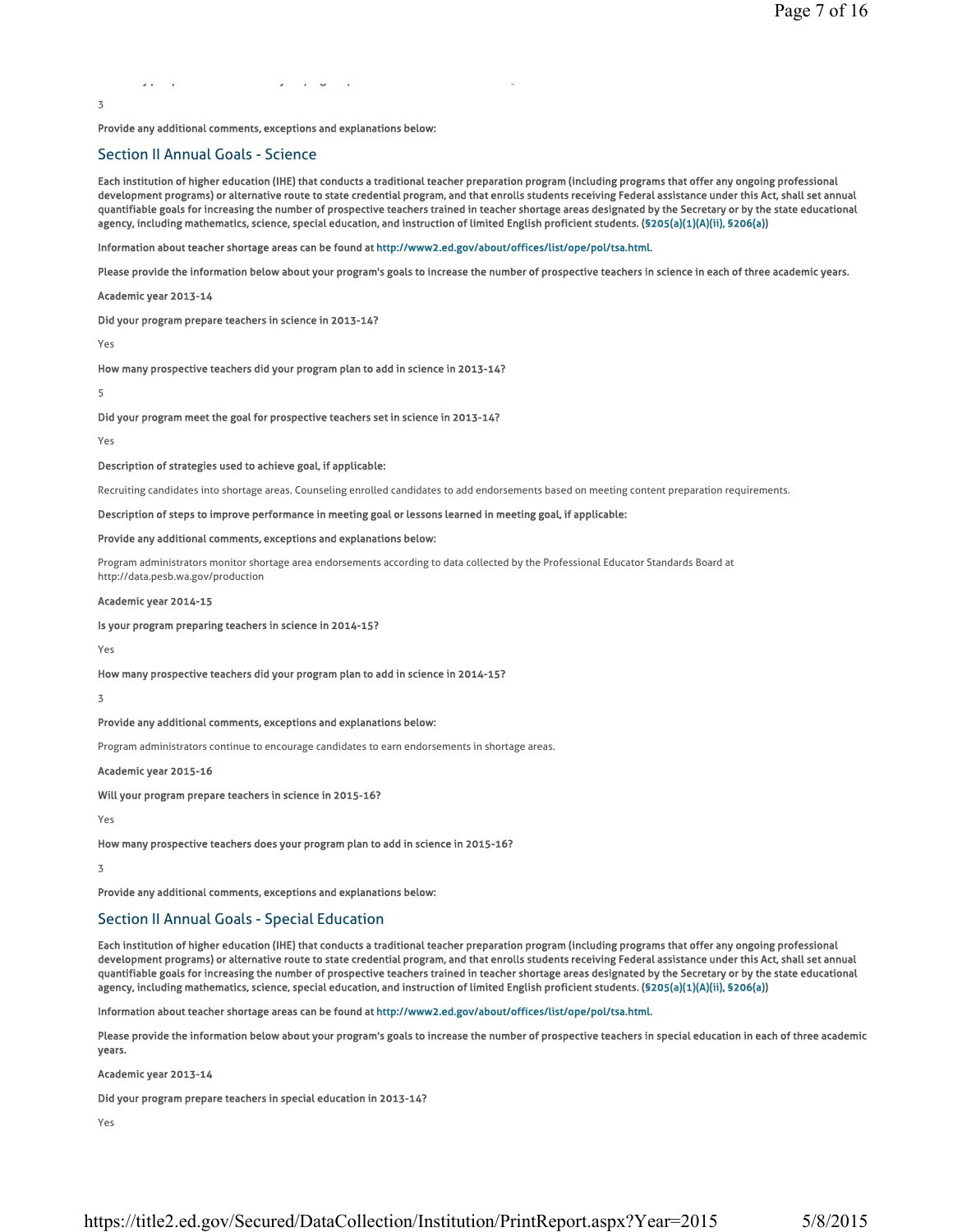3

**Provide any additional comments, exceptions and explanations below:**

## Section II Annual Goals - Science

**Each institution of higher education (IHE) that conducts a traditional teacher preparation program (including programs that offer any ongoing professional development programs) or alternative route to state credential program, and that enrolls students receiving Federal assistance under this Act, shall set annual quantifiable goals for increasing the number of prospective teachers trained in teacher shortage areas designated by the Secretary or by the state educational agency, including mathematics, science, special education, and instruction of limited English proficient students. (§205(a)(1)(A)(ii), §206(a))**

**Information about teacher shortage areas can be found at http://www2.ed.gov/about/offices/list/ope/pol/tsa.html.**

**Please provide the information below about your program's goals to increase the number of prospective teachers in science in each of three academic years.**

**Academic year 2013-14**

**Did your program prepare teachers in science in 2013-14?**

Yes

**How many prospective teachers did your program plan to add in science in 2013-14?**

5

**Did your program meet the goal for prospective teachers set in science in 2013-14?**

Yes

**Description of strategies used to achieve goal, if applicable:**

Recruiting candidates into shortage areas. Counseling enrolled candidates to add endorsements based on meeting content preparation requirements.

**Description of steps to improve performance in meeting goal or lessons learned in meeting goal, if applicable:**

**Provide any additional comments, exceptions and explanations below:**

Program administrators monitor shortage area endorsements according to data collected by the Professional Educator Standards Board at http://data.pesb.wa.gov/production

**Academic year 2014-15**

**Is your program preparing teachers in science in 2014-15?**

Yes

**How many prospective teachers did your program plan to add in science in 2014-15?**

3

**Provide any additional comments, exceptions and explanations below:**

Program administrators continue to encourage candidates to earn endorsements in shortage areas.

**Academic year 2015-16**

**Will your program prepare teachers in science in 2015-16?**

Yes

**How many prospective teachers does your program plan to add in science in 2015-16?**

3

**Provide any additional comments, exceptions and explanations below:**

## Section II Annual Goals - Special Education

**Each institution of higher education (IHE) that conducts a traditional teacher preparation program (including programs that offer any ongoing professional development programs) or alternative route to state credential program, and that enrolls students receiving Federal assistance under this Act, shall set annual quantifiable goals for increasing the number of prospective teachers trained in teacher shortage areas designated by the Secretary or by the state educational agency, including mathematics, science, special education, and instruction of limited English proficient students. (§205(a)(1)(A)(ii), §206(a))**

**Information about teacher shortage areas can be found at http://www2.ed.gov/about/offices/list/ope/pol/tsa.html.**

**Please provide the information below about your program's goals to increase the number of prospective teachers in special education in each of three academic years.**

**Academic year 2013-14**

**Did your program prepare teachers in special education in 2013-14?**

Yes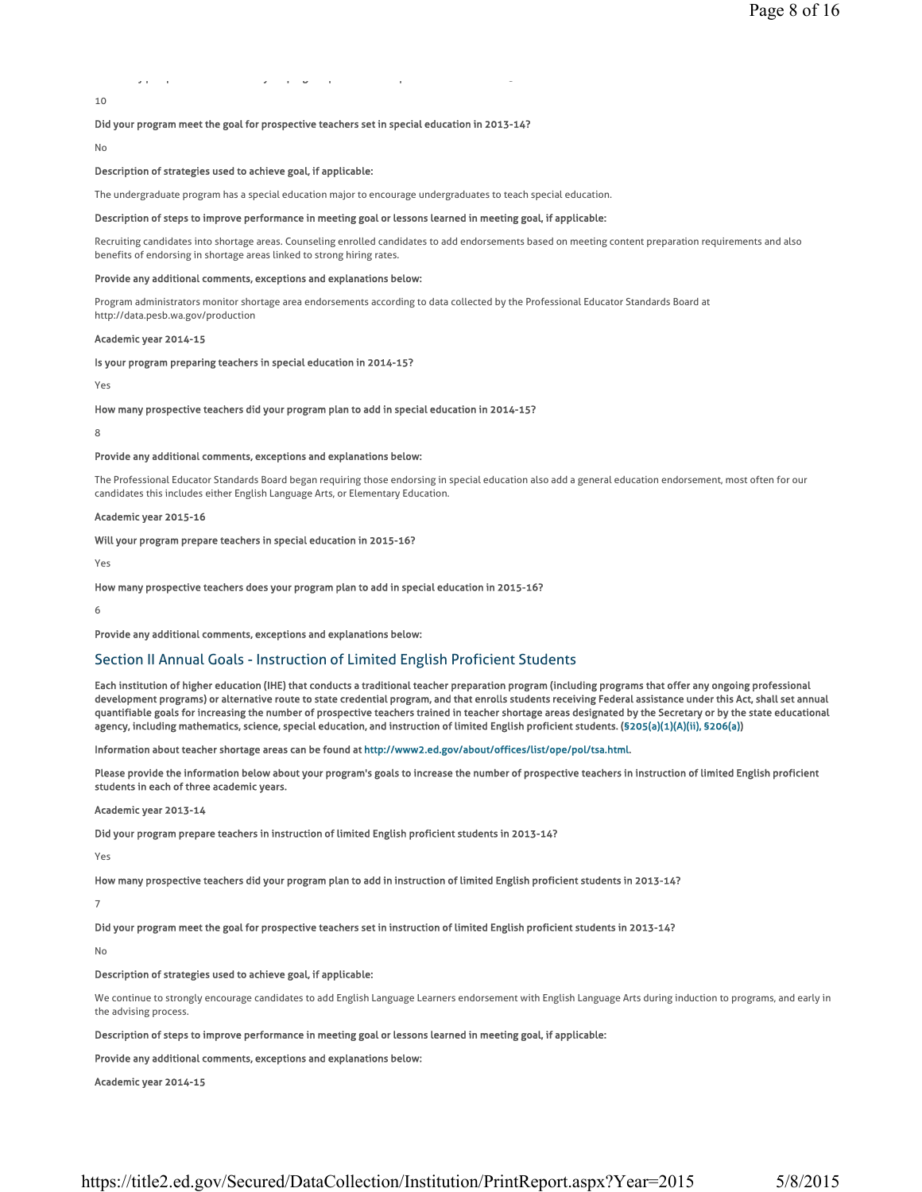10

**Did your program meet the goal for prospective teachers set in special education in 2013-14?**

No

**Description of strategies used to achieve goal, if applicable:**

The undergraduate program has a special education major to encourage undergraduates to teach special education.

**Description of steps to improve performance in meeting goal or lessons learned in meeting goal, if applicable:**

Recruiting candidates into shortage areas. Counseling enrolled candidates to add endorsements based on meeting content preparation requirements and also benefits of endorsing in shortage areas linked to strong hiring rates.

**Provide any additional comments, exceptions and explanations below:**

Program administrators monitor shortage area endorsements according to data collected by the Professional Educator Standards Board at http://data.pesb.wa.gov/production

**Academic year 2014-15**

**Is your program preparing teachers in special education in 2014-15?**

Yes

**How many prospective teachers did your program plan to add in special education in 2014-15?**

8

**Provide any additional comments, exceptions and explanations below:**

The Professional Educator Standards Board began requiring those endorsing in special education also add a general education endorsement, most often for our candidates this includes either English Language Arts, or Elementary Education.

**Academic year 2015-16**

**Will your program prepare teachers in special education in 2015-16?**

Yes

**How many prospective teachers does your program plan to add in special education in 2015-16?**

6

**Provide any additional comments, exceptions and explanations below:**

## Section II Annual Goals - Instruction of Limited English Proficient Students

**Each institution of higher education (IHE) that conducts a traditional teacher preparation program (including programs that offer any ongoing professional development programs) or alternative route to state credential program, and that enrolls students receiving Federal assistance under this Act, shall set annual quantifiable goals for increasing the number of prospective teachers trained in teacher shortage areas designated by the Secretary or by the state educational agency, including mathematics, science, special education, and instruction of limited English proficient students. (§205(a)(1)(A)(ii), §206(a))**

**Information about teacher shortage areas can be found at http://www2.ed.gov/about/offices/list/ope/pol/tsa.html.**

**Please provide the information below about your program's goals to increase the number of prospective teachers in instruction of limited English proficient students in each of three academic years.**

**Academic year 2013-14**

**Did your program prepare teachers in instruction of limited English proficient students in 2013-14?**

Yes

**How many prospective teachers did your program plan to add in instruction of limited English proficient students in 2013-14?**

7

**Did your program meet the goal for prospective teachers set in instruction of limited English proficient students in 2013-14?**

No

**Description of strategies used to achieve goal, if applicable:**

We continue to strongly encourage candidates to add English Language Learners endorsement with English Language Arts during induction to programs, and early in the advising process.

**Description of steps to improve performance in meeting goal or lessons learned in meeting goal, if applicable:**

**Provide any additional comments, exceptions and explanations below:**

**Academic year 2014-15**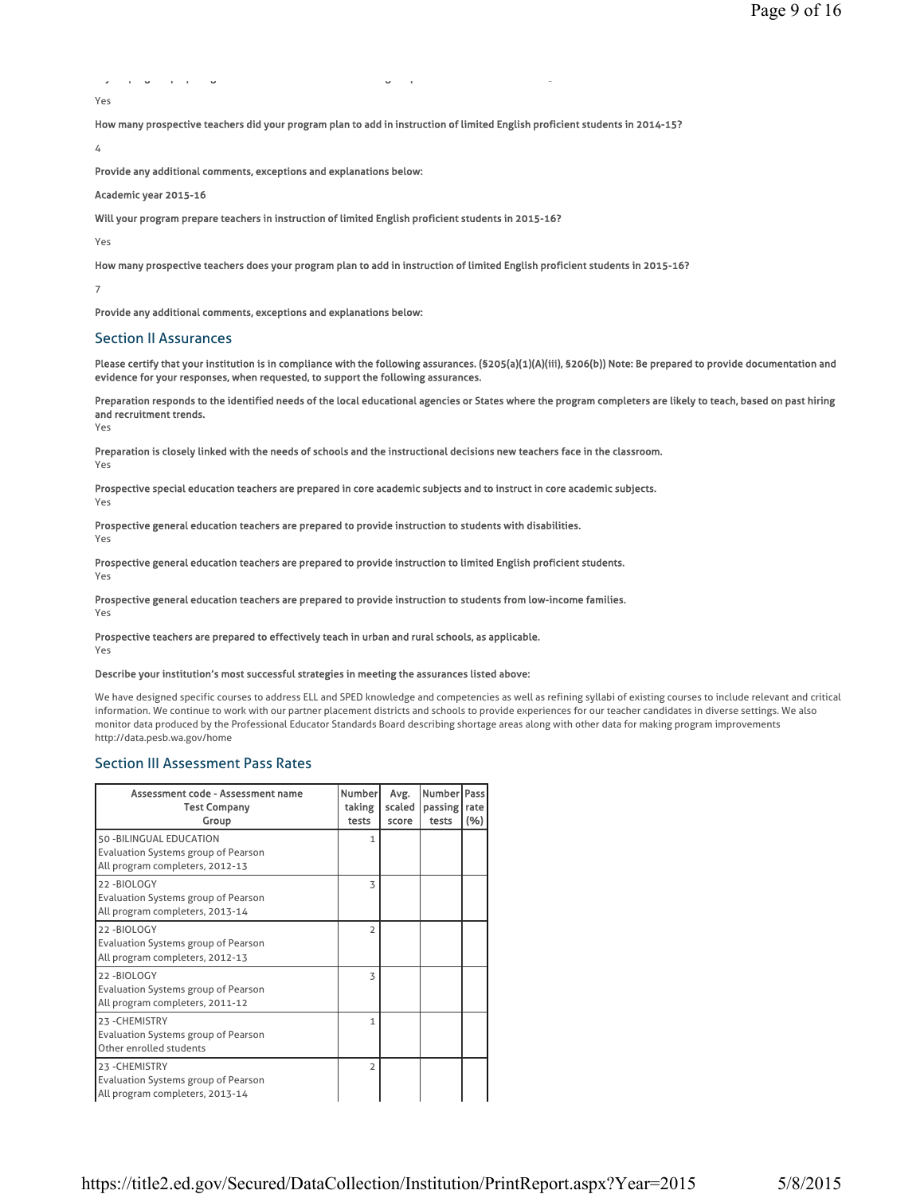Yes

**How many prospective teachers did your program plan to add in instruction of limited English proficient students in 2014-15?**

4

**Provide any additional comments, exceptions and explanations below:**

**Academic year 2015-16**

**Will your program prepare teachers in instruction of limited English proficient students in 2015-16?**

Yes

**How many prospective teachers does your program plan to add in instruction of limited English proficient students in 2015-16?**

7

**Provide any additional comments, exceptions and explanations below:**

## Section II Assurances

**Please certify that your institution is in compliance with the following assurances. (§205(a)(1)(A)(iii), §206(b)) Note: Be prepared to provide documentation and evidence for your responses, when requested, to support the following assurances.**

**Preparation responds to the identified needs of the local educational agencies or States where the program completers are likely to teach, based on past hiring and recruitment trends.**
Yes

**Preparation is closely linked with the needs of schools and the instructional decisions new teachers face in the classroom.**
Yes

**Prospective special education teachers are prepared in core academic subjects and to instruct in core academic subjects.**
Yes

**Prospective general education teachers are prepared to provide instruction to students with disabilities.**
Yes

**Prospective general education teachers are prepared to provide instruction to limited English proficient students.**
Yes

**Prospective general education teachers are prepared to provide instruction to students from low-income families.**
Yes

**Prospective teachers are prepared to effectively teach in urban and rural schools, as applicable.**
Yes

**Describe your institution's most successful strategies in meeting the assurances listed above:**

We have designed specific courses to address ELL and SPED knowledge and competencies as well as refining syllabi of existing courses to include relevant and critical information. We continue to work with our partner placement districts and schools to provide experiences for our teacher candidates in diverse settings. We also monitor data produced by the Professional Educator Standards Board describing shortage areas along with other data for making program improvements http://data.pesb.wa.gov/home

## Section III Assessment Pass Rates

| Assessment code - Assessment name<br>Test Company<br>Group | Number taking tests | Avg. scaled score | Number passing tests | Pass rate (%) |
|---|---|---|---|---|
| 50 -BILINGUAL EDUCATION<br>Evaluation Systems group of Pearson<br>All program completers, 2012-13 | 1 | | | |
| 22 -BIOLOGY<br>Evaluation Systems group of Pearson<br>All program completers, 2013-14 | 3 | | | |
| 22 -BIOLOGY<br>Evaluation Systems group of Pearson<br>All program completers, 2012-13 | 2 | | | |
| 22 -BIOLOGY<br>Evaluation Systems group of Pearson<br>All program completers, 2011-12 | 3 | | | |
| 23 -CHEMISTRY<br>Evaluation Systems group of Pearson<br>Other enrolled students | 1 | | | |
| 23 -CHEMISTRY<br>Evaluation Systems group of Pearson<br>All program completers, 2013-14 | 2 | | | |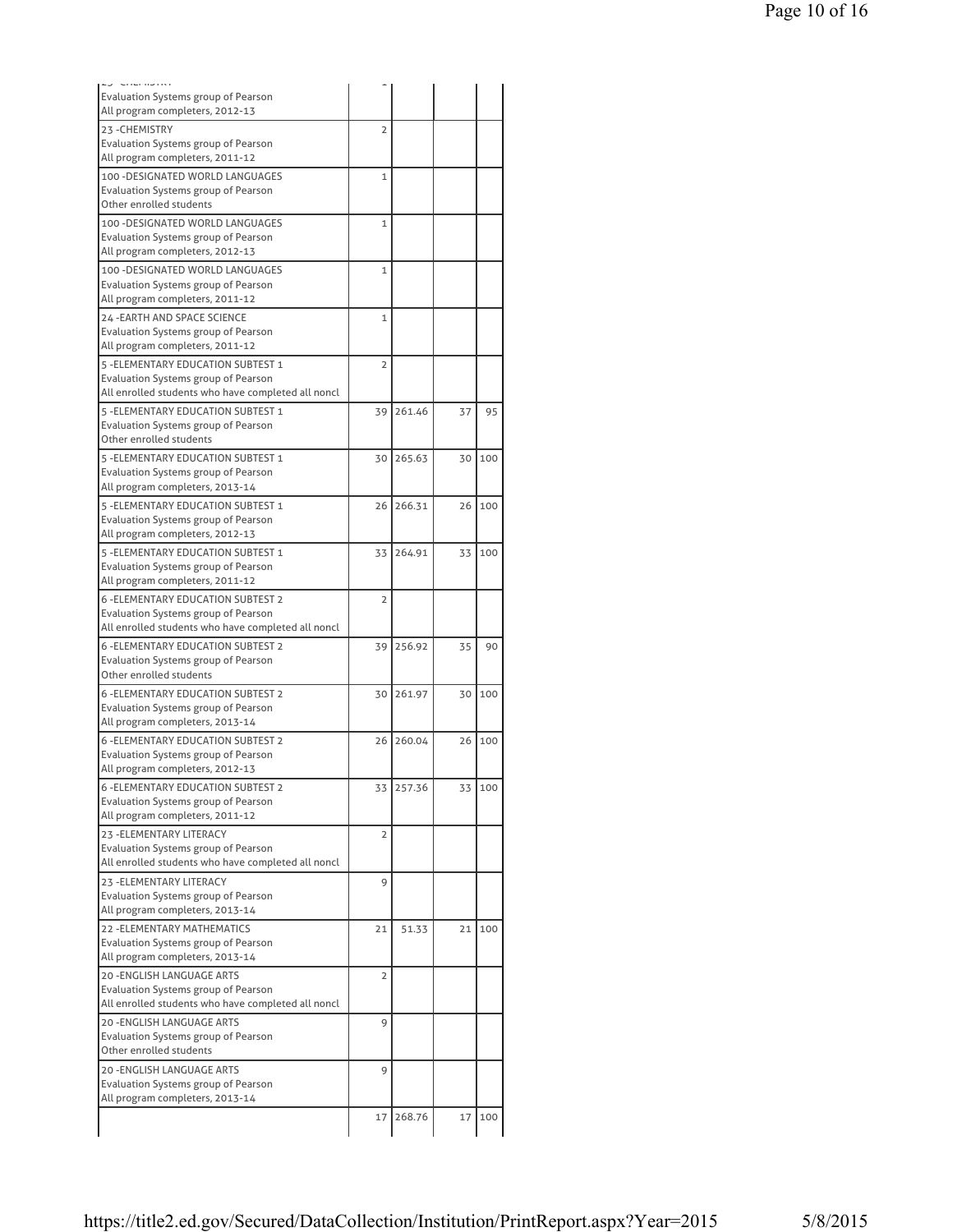| | | | | |
|---|---|---|---|---|
| 23 -CHEMISTRY<br>Evaluation Systems group of Pearson<br>All program completers, 2012-13 | 1 | | | |
| 23 -CHEMISTRY<br>Evaluation Systems group of Pearson<br>All program completers, 2011-12 | 2 | | | |
| 100 -DESIGNATED WORLD LANGUAGES<br>Evaluation Systems group of Pearson<br>Other enrolled students | 1 | | | |
| 100 -DESIGNATED WORLD LANGUAGES<br>Evaluation Systems group of Pearson<br>All program completers, 2012-13 | 1 | | | |
| 100 -DESIGNATED WORLD LANGUAGES<br>Evaluation Systems group of Pearson<br>All program completers, 2011-12 | 1 | | | |
| 24 -EARTH AND SPACE SCIENCE<br>Evaluation Systems group of Pearson<br>All program completers, 2011-12 | 1 | | | |
| 5 -ELEMENTARY EDUCATION SUBTEST 1<br>Evaluation Systems group of Pearson<br>All enrolled students who have completed all noncl | 2 | | | |
| 5 -ELEMENTARY EDUCATION SUBTEST 1<br>Evaluation Systems group of Pearson<br>Other enrolled students | 39 | 261.46 | 37 | 95 |
| 5 -ELEMENTARY EDUCATION SUBTEST 1<br>Evaluation Systems group of Pearson<br>All program completers, 2013-14 | 30 | 265.63 | 30 | 100 |
| 5 -ELEMENTARY EDUCATION SUBTEST 1<br>Evaluation Systems group of Pearson<br>All program completers, 2012-13 | 26 | 266.31 | 26 | 100 |
| 5 -ELEMENTARY EDUCATION SUBTEST 1<br>Evaluation Systems group of Pearson<br>All program completers, 2011-12 | 33 | 264.91 | 33 | 100 |
| 6 -ELEMENTARY EDUCATION SUBTEST 2<br>Evaluation Systems group of Pearson<br>All enrolled students who have completed all noncl | 2 | | | |
| 6 -ELEMENTARY EDUCATION SUBTEST 2<br>Evaluation Systems group of Pearson<br>Other enrolled students | 39 | 256.92 | 35 | 90 |
| 6 -ELEMENTARY EDUCATION SUBTEST 2<br>Evaluation Systems group of Pearson<br>All program completers, 2013-14 | 30 | 261.97 | 30 | 100 |
| 6 -ELEMENTARY EDUCATION SUBTEST 2<br>Evaluation Systems group of Pearson<br>All program completers, 2012-13 | 26 | 260.04 | 26 | 100 |
| 6 -ELEMENTARY EDUCATION SUBTEST 2<br>Evaluation Systems group of Pearson<br>All program completers, 2011-12 | 33 | 257.36 | 33 | 100 |
| 23 -ELEMENTARY LITERACY<br>Evaluation Systems group of Pearson<br>All enrolled students who have completed all noncl | 2 | | | |
| 23 -ELEMENTARY LITERACY<br>Evaluation Systems group of Pearson<br>All program completers, 2013-14 | 9 | | | |
| 22 -ELEMENTARY MATHEMATICS<br>Evaluation Systems group of Pearson<br>All program completers, 2013-14 | 21 | 51.33 | 21 | 100 |
| 20 -ENGLISH LANGUAGE ARTS<br>Evaluation Systems group of Pearson<br>All enrolled students who have completed all noncl | 2 | | | |
| 20 -ENGLISH LANGUAGE ARTS<br>Evaluation Systems group of Pearson<br>Other enrolled students | 9 | | | |
| 20 -ENGLISH LANGUAGE ARTS<br>Evaluation Systems group of Pearson<br>All program completers, 2013-14 | 9 | | | |
| | 17 | 268.76 | 17 | 100 |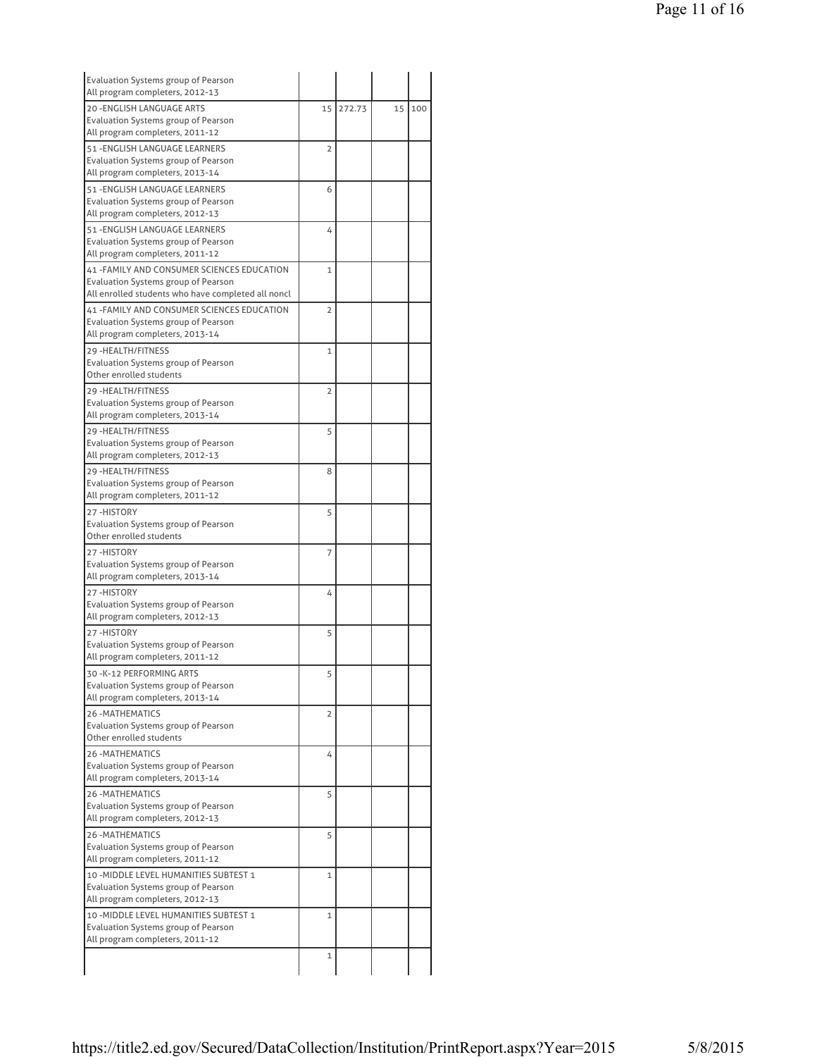| | | | | |
|---|---|---|---|---|
| Evaluation Systems group of Pearson<br>All program completers, 2012-13 | | | | |
| 20 -ENGLISH LANGUAGE ARTS<br>Evaluation Systems group of Pearson<br>All program completers, 2011-12 | 15 | 272.73 | 15 | 100 |
| 51 -ENGLISH LANGUAGE LEARNERS<br>Evaluation Systems group of Pearson<br>All program completers, 2013-14 | 2 | | | |
| 51 -ENGLISH LANGUAGE LEARNERS<br>Evaluation Systems group of Pearson<br>All program completers, 2012-13 | 6 | | | |
| 51 -ENGLISH LANGUAGE LEARNERS<br>Evaluation Systems group of Pearson<br>All program completers, 2011-12 | 4 | | | |
| 41 -FAMILY AND CONSUMER SCIENCES EDUCATION<br>Evaluation Systems group of Pearson<br>All enrolled students who have completed all noncl | 1 | | | |
| 41 -FAMILY AND CONSUMER SCIENCES EDUCATION<br>Evaluation Systems group of Pearson<br>All program completers, 2013-14 | 2 | | | |
| 29 -HEALTH/FITNESS<br>Evaluation Systems group of Pearson<br>Other enrolled students | 1 | | | |
| 29 -HEALTH/FITNESS<br>Evaluation Systems group of Pearson<br>All program completers, 2013-14 | 2 | | | |
| 29 -HEALTH/FITNESS<br>Evaluation Systems group of Pearson<br>All program completers, 2012-13 | 5 | | | |
| 29 -HEALTH/FITNESS<br>Evaluation Systems group of Pearson<br>All program completers, 2011-12 | 8 | | | |
| 27 -HISTORY<br>Evaluation Systems group of Pearson<br>Other enrolled students | 5 | | | |
| 27 -HISTORY<br>Evaluation Systems group of Pearson<br>All program completers, 2013-14 | 7 | | | |
| 27 -HISTORY<br>Evaluation Systems group of Pearson<br>All program completers, 2012-13 | 4 | | | |
| 27 -HISTORY<br>Evaluation Systems group of Pearson<br>All program completers, 2011-12 | 5 | | | |
| 30 -K-12 PERFORMING ARTS<br>Evaluation Systems group of Pearson<br>All program completers, 2013-14 | 5 | | | |
| 26 -MATHEMATICS<br>Evaluation Systems group of Pearson<br>Other enrolled students | 2 | | | |
| 26 -MATHEMATICS<br>Evaluation Systems group of Pearson<br>All program completers, 2013-14 | 4 | | | |
| 26 -MATHEMATICS<br>Evaluation Systems group of Pearson<br>All program completers, 2012-13 | 5 | | | |
| 26 -MATHEMATICS<br>Evaluation Systems group of Pearson<br>All program completers, 2011-12 | 5 | | | |
| 10 -MIDDLE LEVEL HUMANITIES SUBTEST 1<br>Evaluation Systems group of Pearson<br>All program completers, 2012-13 | 1 | | | |
| 10 -MIDDLE LEVEL HUMANITIES SUBTEST 1<br>Evaluation Systems group of Pearson<br>All program completers, 2011-12 | 1 | | | |
| | 1 | | | |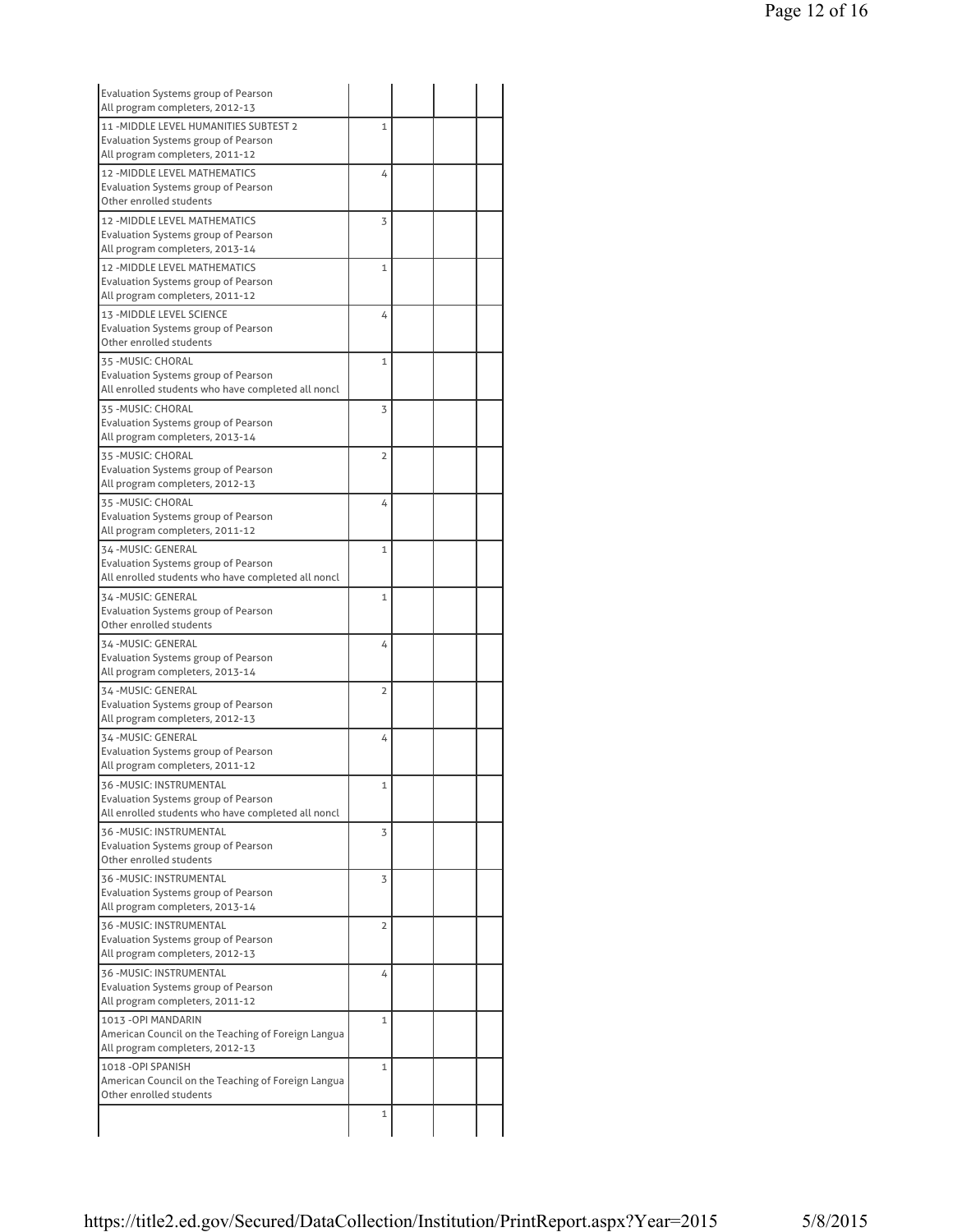| | | | | |
|---|---|---|---|---|
| Evaluation Systems group of Pearson<br>All program completers, 2012-13 | | | | |
| 11 -MIDDLE LEVEL HUMANITIES SUBTEST 2<br>Evaluation Systems group of Pearson<br>All program completers, 2011-12 | 1 | | | |
| 12 -MIDDLE LEVEL MATHEMATICS<br>Evaluation Systems group of Pearson<br>Other enrolled students | 4 | | | |
| 12 -MIDDLE LEVEL MATHEMATICS<br>Evaluation Systems group of Pearson<br>All program completers, 2013-14 | 3 | | | |
| 12 -MIDDLE LEVEL MATHEMATICS<br>Evaluation Systems group of Pearson<br>All program completers, 2011-12 | 1 | | | |
| 13 -MIDDLE LEVEL SCIENCE<br>Evaluation Systems group of Pearson<br>Other enrolled students | 4 | | | |
| 35 -MUSIC: CHORAL<br>Evaluation Systems group of Pearson<br>All enrolled students who have completed all noncl | 1 | | | |
| 35 -MUSIC: CHORAL<br>Evaluation Systems group of Pearson<br>All program completers, 2013-14 | 3 | | | |
| 35 -MUSIC: CHORAL<br>Evaluation Systems group of Pearson<br>All program completers, 2012-13 | 2 | | | |
| 35 -MUSIC: CHORAL<br>Evaluation Systems group of Pearson<br>All program completers, 2011-12 | 4 | | | |
| 34 -MUSIC: GENERAL<br>Evaluation Systems group of Pearson<br>All enrolled students who have completed all noncl | 1 | | | |
| 34 -MUSIC: GENERAL<br>Evaluation Systems group of Pearson<br>Other enrolled students | 1 | | | |
| 34 -MUSIC: GENERAL<br>Evaluation Systems group of Pearson<br>All program completers, 2013-14 | 4 | | | |
| 34 -MUSIC: GENERAL<br>Evaluation Systems group of Pearson<br>All program completers, 2012-13 | 2 | | | |
| 34 -MUSIC: GENERAL<br>Evaluation Systems group of Pearson<br>All program completers, 2011-12 | 4 | | | |
| 36 -MUSIC: INSTRUMENTAL<br>Evaluation Systems group of Pearson<br>All enrolled students who have completed all noncl | 1 | | | |
| 36 -MUSIC: INSTRUMENTAL<br>Evaluation Systems group of Pearson<br>Other enrolled students | 3 | | | |
| 36 -MUSIC: INSTRUMENTAL<br>Evaluation Systems group of Pearson<br>All program completers, 2013-14 | 3 | | | |
| 36 -MUSIC: INSTRUMENTAL<br>Evaluation Systems group of Pearson<br>All program completers, 2012-13 | 2 | | | |
| 36 -MUSIC: INSTRUMENTAL<br>Evaluation Systems group of Pearson<br>All program completers, 2011-12 | 4 | | | |
| 1013 -OPI MANDARIN<br>American Council on the Teaching of Foreign Langua<br>All program completers, 2012-13 | 1 | | | |
| 1018 -OPI SPANISH<br>American Council on the Teaching of Foreign Langua<br>Other enrolled students | 1 | | | |
| | 1 | | | |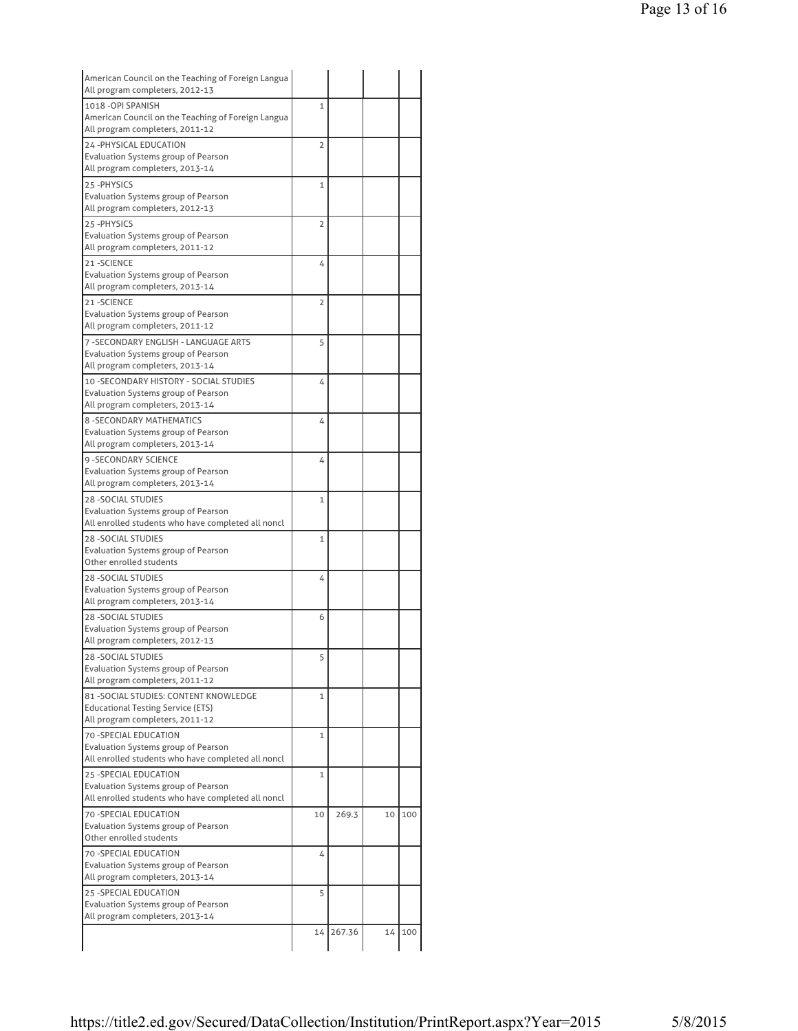| | | | | |
|---|---|---|---|---|
| American Council on the Teaching of Foreign Langua<br>All program completers, 2012-13 | | | | |
| 1018 -OPI SPANISH<br>American Council on the Teaching of Foreign Langua<br>All program completers, 2011-12 | 1 | | | |
| 24 -PHYSICAL EDUCATION<br>Evaluation Systems group of Pearson<br>All program completers, 2013-14 | 2 | | | |
| 25 -PHYSICS<br>Evaluation Systems group of Pearson<br>All program completers, 2012-13 | 1 | | | |
| 25 -PHYSICS<br>Evaluation Systems group of Pearson<br>All program completers, 2011-12 | 2 | | | |
| 21 -SCIENCE<br>Evaluation Systems group of Pearson<br>All program completers, 2013-14 | 4 | | | |
| 21 -SCIENCE<br>Evaluation Systems group of Pearson<br>All program completers, 2011-12 | 2 | | | |
| 7 -SECONDARY ENGLISH - LANGUAGE ARTS<br>Evaluation Systems group of Pearson<br>All program completers, 2013-14 | 5 | | | |
| 10 -SECONDARY HISTORY - SOCIAL STUDIES<br>Evaluation Systems group of Pearson<br>All program completers, 2013-14 | 4 | | | |
| 8 -SECONDARY MATHEMATICS<br>Evaluation Systems group of Pearson<br>All program completers, 2013-14 | 4 | | | |
| 9 -SECONDARY SCIENCE<br>Evaluation Systems group of Pearson<br>All program completers, 2013-14 | 4 | | | |
| 28 -SOCIAL STUDIES<br>Evaluation Systems group of Pearson<br>All enrolled students who have completed all noncl | 1 | | | |
| 28 -SOCIAL STUDIES<br>Evaluation Systems group of Pearson<br>Other enrolled students | 1 | | | |
| 28 -SOCIAL STUDIES<br>Evaluation Systems group of Pearson<br>All program completers, 2013-14 | 4 | | | |
| 28 -SOCIAL STUDIES<br>Evaluation Systems group of Pearson<br>All program completers, 2012-13 | 6 | | | |
| 28 -SOCIAL STUDIES<br>Evaluation Systems group of Pearson<br>All program completers, 2011-12 | 5 | | | |
| 81 -SOCIAL STUDIES: CONTENT KNOWLEDGE<br>Educational Testing Service (ETS)<br>All program completers, 2011-12 | 1 | | | |
| 70 -SPECIAL EDUCATION<br>Evaluation Systems group of Pearson<br>All enrolled students who have completed all noncl | 1 | | | |
| 25 -SPECIAL EDUCATION<br>Evaluation Systems group of Pearson<br>All enrolled students who have completed all noncl | 1 | | | |
| 70 -SPECIAL EDUCATION<br>Evaluation Systems group of Pearson<br>Other enrolled students | 10 | 269.3 | 10 | 100 |
| 70 -SPECIAL EDUCATION<br>Evaluation Systems group of Pearson<br>All program completers, 2013-14 | 4 | | | |
| 25 -SPECIAL EDUCATION<br>Evaluation Systems group of Pearson<br>All program completers, 2013-14 | 5 | | | |
| | 14 | 267.36 | 14 | 100 |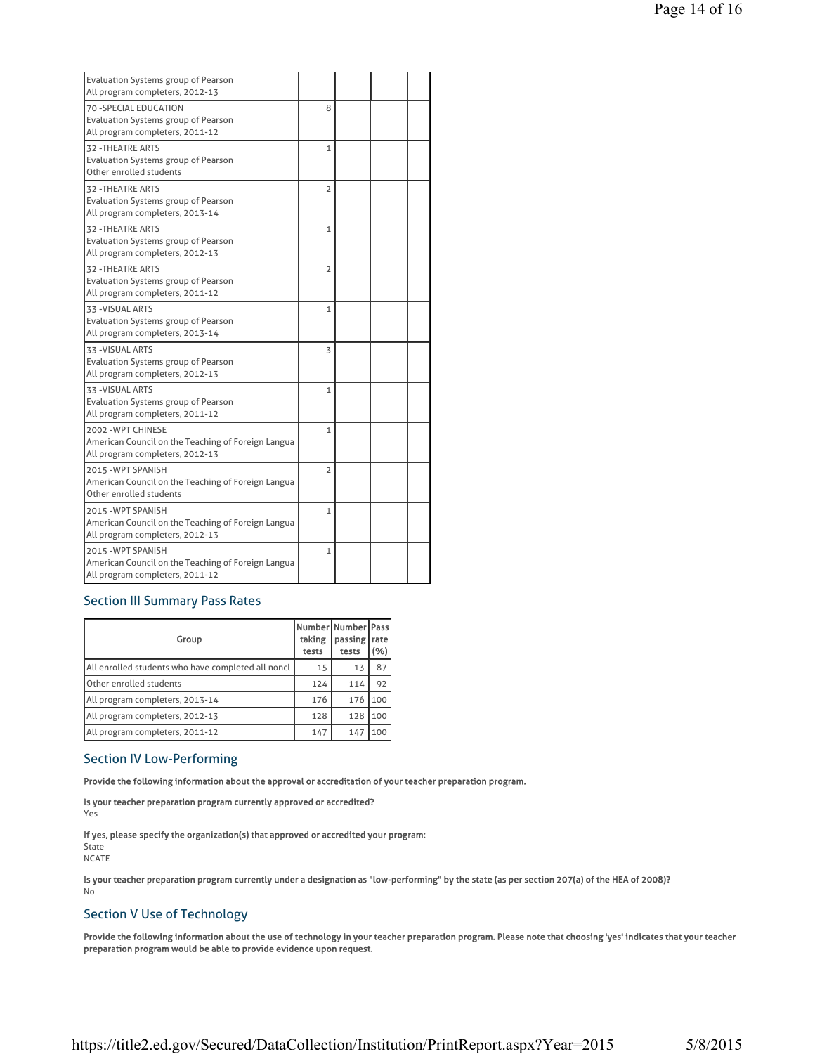| | | | | |
|---|---|---|---|---|
| Evaluation Systems group of Pearson<br>All program completers, 2012-13 | | | | |
| 70 -SPECIAL EDUCATION<br>Evaluation Systems group of Pearson<br>All program completers, 2011-12 | 8 | | | |
| 32 -THEATRE ARTS<br>Evaluation Systems group of Pearson<br>Other enrolled students | 1 | | | |
| 32 -THEATRE ARTS<br>Evaluation Systems group of Pearson<br>All program completers, 2013-14 | 2 | | | |
| 32 -THEATRE ARTS<br>Evaluation Systems group of Pearson<br>All program completers, 2012-13 | 1 | | | |
| 32 -THEATRE ARTS<br>Evaluation Systems group of Pearson<br>All program completers, 2011-12 | 2 | | | |
| 33 -VISUAL ARTS<br>Evaluation Systems group of Pearson<br>All program completers, 2013-14 | 1 | | | |
| 33 -VISUAL ARTS<br>Evaluation Systems group of Pearson<br>All program completers, 2012-13 | 3 | | | |
| 33 -VISUAL ARTS<br>Evaluation Systems group of Pearson<br>All program completers, 2011-12 | 1 | | | |
| 2002 -WPT CHINESE<br>American Council on the Teaching of Foreign Langua<br>All program completers, 2012-13 | 1 | | | |
| 2015 -WPT SPANISH<br>American Council on the Teaching of Foreign Langua<br>Other enrolled students | 2 | | | |
| 2015 -WPT SPANISH<br>American Council on the Teaching of Foreign Langua<br>All program completers, 2012-13 | 1 | | | |
| 2015 -WPT SPANISH<br>American Council on the Teaching of Foreign Langua<br>All program completers, 2011-12 | 1 | | | |

## Section III Summary Pass Rates

| Group | Number taking tests | Number passing tests | Pass rate (%) |
|---|---|---|---|
| All enrolled students who have completed all noncl | 15 | 13 | 87 |
| Other enrolled students | 124 | 114 | 92 |
| All program completers, 2013-14 | 176 | 176 | 100 |
| All program completers, 2012-13 | 128 | 128 | 100 |
| All program completers, 2011-12 | 147 | 147 | 100 |

## Section IV Low-Performing

**Provide the following information about the approval or accreditation of your teacher preparation program.**

**Is your teacher preparation program currently approved or accredited?**
Yes

**If yes, please specify the organization(s) that approved or accredited your program:**
State
NCATE

**Is your teacher preparation program currently under a designation as "low-performing" by the state (as per section 207(a) of the HEA of 2008)?**
No

## Section V Use of Technology

**Provide the following information about the use of technology in your teacher preparation program. Please note that choosing 'yes' indicates that your teacher preparation program would be able to provide evidence upon request.**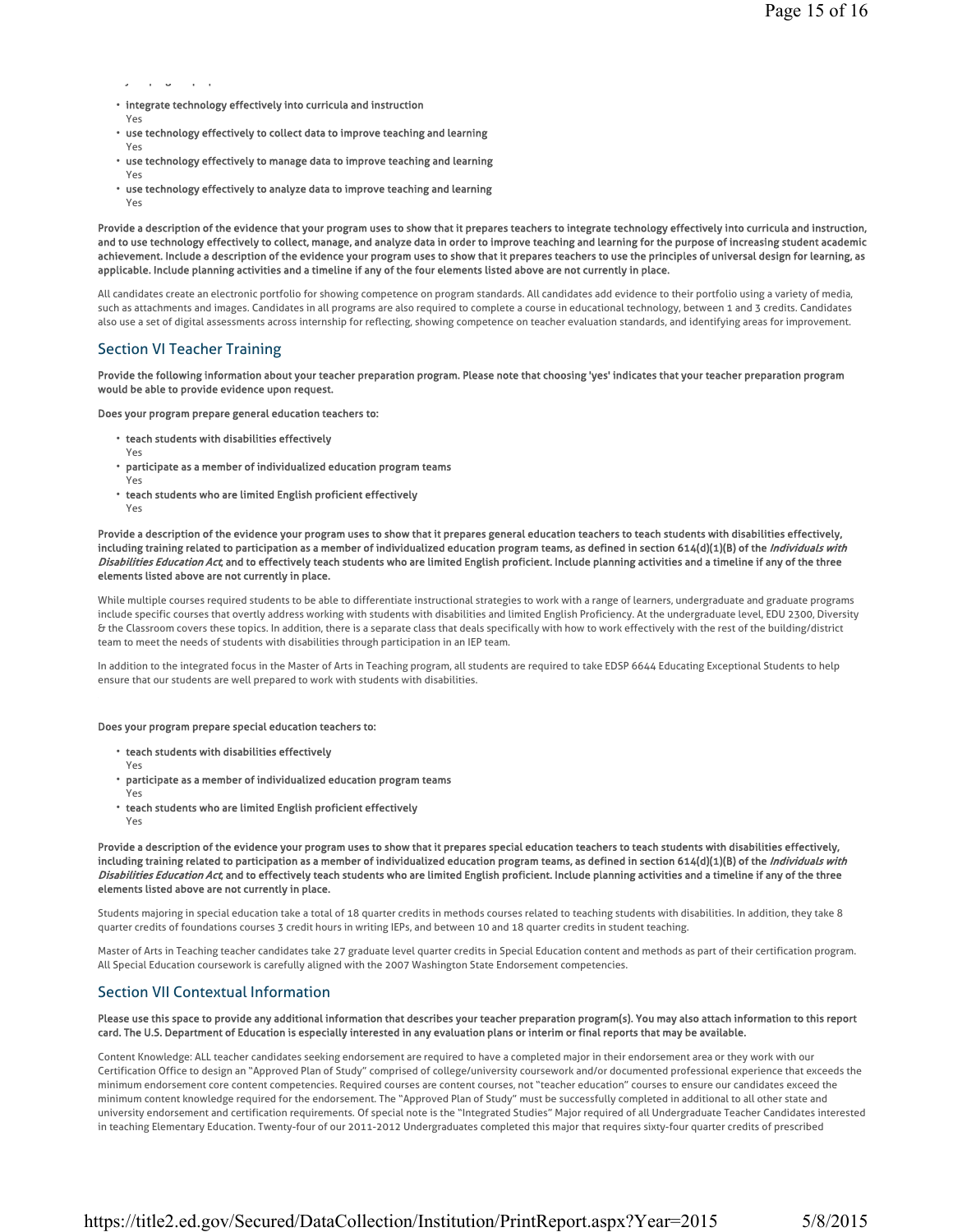- **integrate technology effectively into curricula and instruction**
  Yes
- **use technology effectively to collect data to improve teaching and learning**
  Yes
- **use technology effectively to manage data to improve teaching and learning**
  Yes
- **use technology effectively to analyze data to improve teaching and learning**
  Yes

**Provide a description of the evidence that your program uses to show that it prepares teachers to integrate technology effectively into curricula and instruction, and to use technology effectively to collect, manage, and analyze data in order to improve teaching and learning for the purpose of increasing student academic achievement. Include a description of the evidence your program uses to show that it prepares teachers to use the principles of universal design for learning, as applicable. Include planning activities and a timeline if any of the four elements listed above are not currently in place.**

All candidates create an electronic portfolio for showing competence on program standards. All candidates add evidence to their portfolio using a variety of media, such as attachments and images. Candidates in all programs are also required to complete a course in educational technology, between 1 and 3 credits. Candidates also use a set of digital assessments across internship for reflecting, showing competence on teacher evaluation standards, and identifying areas for improvement.

## Section VI Teacher Training

**Provide the following information about your teacher preparation program. Please note that choosing 'yes' indicates that your teacher preparation program would be able to provide evidence upon request.**

**Does your program prepare general education teachers to:**

- **teach students with disabilities effectively**
  Yes
- **participate as a member of individualized education program teams**
  Yes
- **teach students who are limited English proficient effectively**
  Yes

**Provide a description of the evidence your program uses to show that it prepares general education teachers to teach students with disabilities effectively, including training related to participation as a member of individualized education program teams, as defined in section 614(d)(1)(B) of the *Individuals with Disabilities Education Act*, and to effectively teach students who are limited English proficient. Include planning activities and a timeline if any of the three elements listed above are not currently in place.**

While multiple courses required students to be able to differentiate instructional strategies to work with a range of learners, undergraduate and graduate programs include specific courses that overtly address working with students with disabilities and limited English Proficiency. At the undergraduate level, EDU 2300, Diversity & the Classroom covers these topics. In addition, there is a separate class that deals specifically with how to work effectively with the rest of the building/district team to meet the needs of students with disabilities through participation in an IEP team.

In addition to the integrated focus in the Master of Arts in Teaching program, all students are required to take EDSP 6644 Educating Exceptional Students to help ensure that our students are well prepared to work with students with disabilities.

**Does your program prepare special education teachers to:**

- **teach students with disabilities effectively**
  Yes
- **participate as a member of individualized education program teams**
  Yes
- **teach students who are limited English proficient effectively**
  Yes

**Provide a description of the evidence your program uses to show that it prepares special education teachers to teach students with disabilities effectively, including training related to participation as a member of individualized education program teams, as defined in section 614(d)(1)(B) of the *Individuals with Disabilities Education Act*, and to effectively teach students who are limited English proficient. Include planning activities and a timeline if any of the three elements listed above are not currently in place.**

Students majoring in special education take a total of 18 quarter credits in methods courses related to teaching students with disabilities. In addition, they take 8 quarter credits of foundations courses 3 credit hours in writing IEPs, and between 10 and 18 quarter credits in student teaching.

Master of Arts in Teaching teacher candidates take 27 graduate level quarter credits in Special Education content and methods as part of their certification program. All Special Education coursework is carefully aligned with the 2007 Washington State Endorsement competencies.

## Section VII Contextual Information

**Please use this space to provide any additional information that describes your teacher preparation program(s). You may also attach information to this report card. The U.S. Department of Education is especially interested in any evaluation plans or interim or final reports that may be available.**

Content Knowledge: ALL teacher candidates seeking endorsement are required to have a completed major in their endorsement area or they work with our Certification Office to design an "Approved Plan of Study" comprised of college/university coursework and/or documented professional experience that exceeds the minimum endorsement core content competencies. Required courses are content courses, not "teacher education" courses to ensure our candidates exceed the minimum content knowledge required for the endorsement. The "Approved Plan of Study" must be successfully completed in additional to all other state and university endorsement and certification requirements. Of special note is the "Integrated Studies" Major required of all Undergraduate Teacher Candidates interested in teaching Elementary Education. Twenty-four of our 2011-2012 Undergraduates completed this major that requires sixty-four quarter credits of prescribed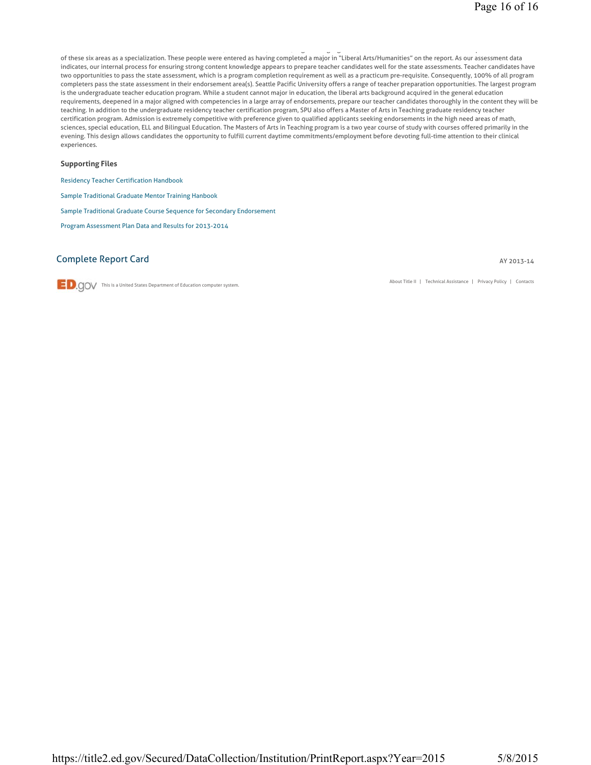of these six areas as a specialization. These people were entered as having completed a major in "Liberal Arts/Humanities" on the report. As our assessment data indicates, our internal process for ensuring strong content knowledge appears to prepare teacher candidates well for the state assessments. Teacher candidates have two opportunities to pass the state assessment, which is a program completion requirement as well as a practicum pre-requisite. Consequently, 100% of all program completers pass the state assessment in their endorsement area(s). Seattle Pacific University offers a range of teacher preparation opportunities. The largest program is the undergraduate teacher education program. While a student cannot major in education, the liberal arts background acquired in the general education requirements, deepened in a major aligned with competencies in a large array of endorsements, prepare our teacher candidates thoroughly in the content they will be teaching. In addition to the undergraduate residency teacher certification program, SPU also offers a Master of Arts in Teaching graduate residency teacher certification program. Admission is extremely competitive with preference given to qualified applicants seeking endorsements in the high need areas of math, sciences, special education, ELL and Bilingual Education. The Masters of Arts in Teaching program is a two year course of study with courses offered primarily in the evening. This design allows candidates the opportunity to fulfill current daytime commitments/employment before devoting full-time attention to their clinical experiences.

### Supporting Files

Residency Teacher Certification Handbook

Sample Traditional Graduate Mentor Training Hanbook

Sample Traditional Graduate Course Sequence for Secondary Endorsement

Program Assessment Plan Data and Results for 2013-2014

## Complete Report Card

AY 2013-14

ED.gov This is a United States Department of Education computer system.

About Title II | Technical Assistance | Privacy Policy | Contacts